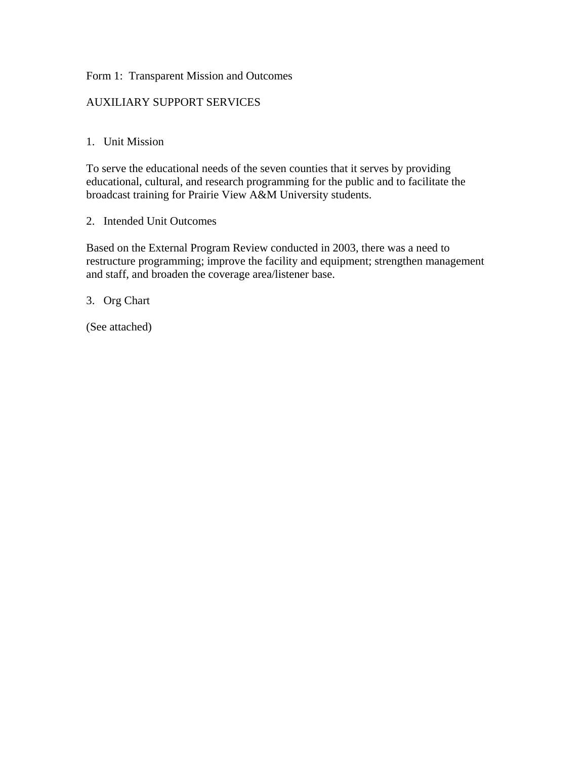Form 1: Transparent Mission and Outcomes

AUXILIARY SUPPORT SERVICES

1. Unit Mission

To serve the educational needs of the seven counties that it serves by providing educational, cultural, and research programming for the public and to facilitate the broadcast training for Prairie View A&M University students.

2. Intended Unit Outcomes

Based on the External Program Review conducted in 2003, there was a need to restructure programming; improve the facility and equipment; strengthen management and staff, and broaden the coverage area/listener base.

3. Org Chart

(See attached)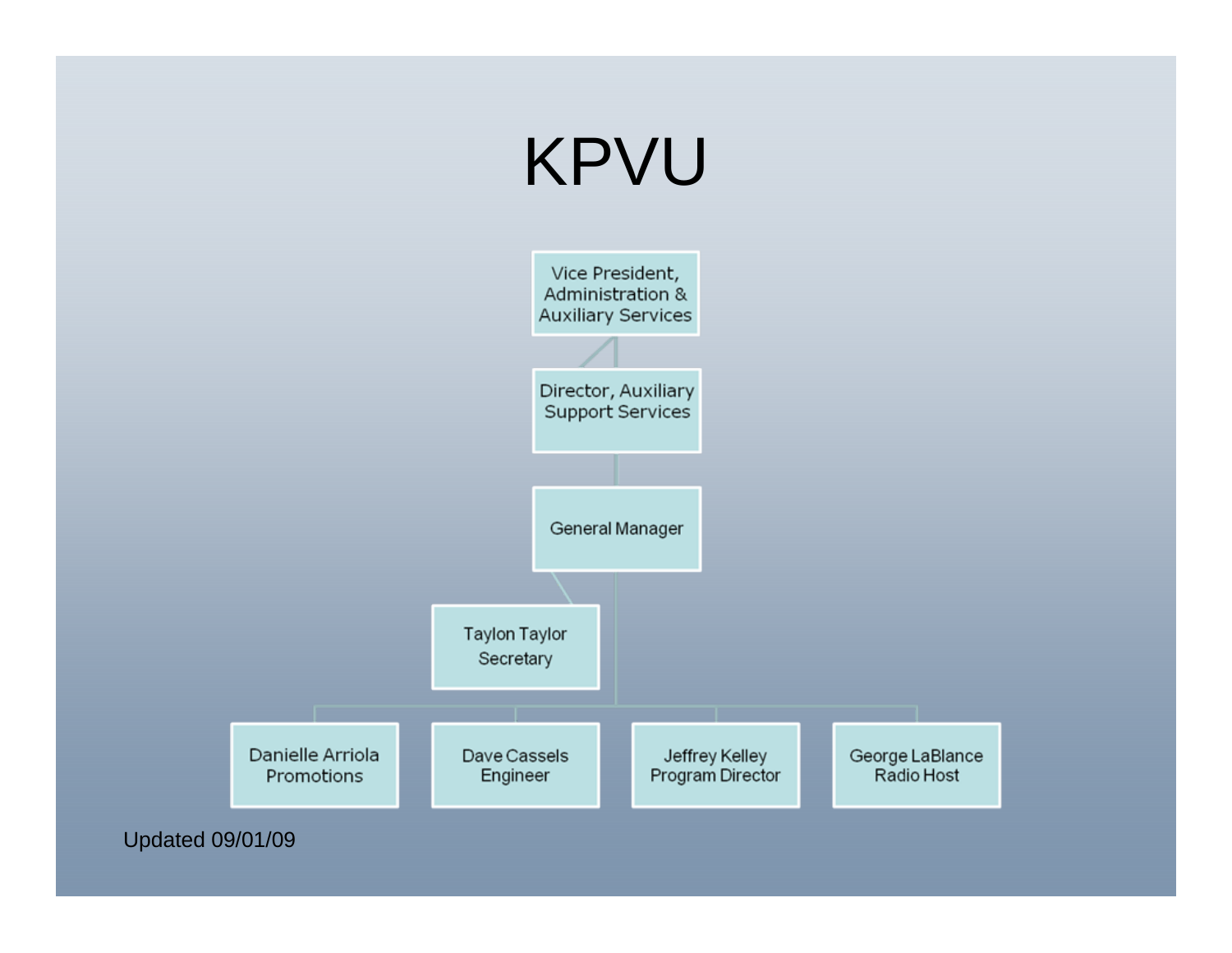# KPVU

- Vice President, Administration & Auxiliary Services
  - Director, Auxiliary Support Services
    - General Manager
      - Taylon Taylor, Secretary
      - Danielle Arriola, Promotions
      - Dave Cassels, Engineer
      - Jeffrey Kelley, Program Director
      - George LaBlance, Radio Host

Updated 09/01/09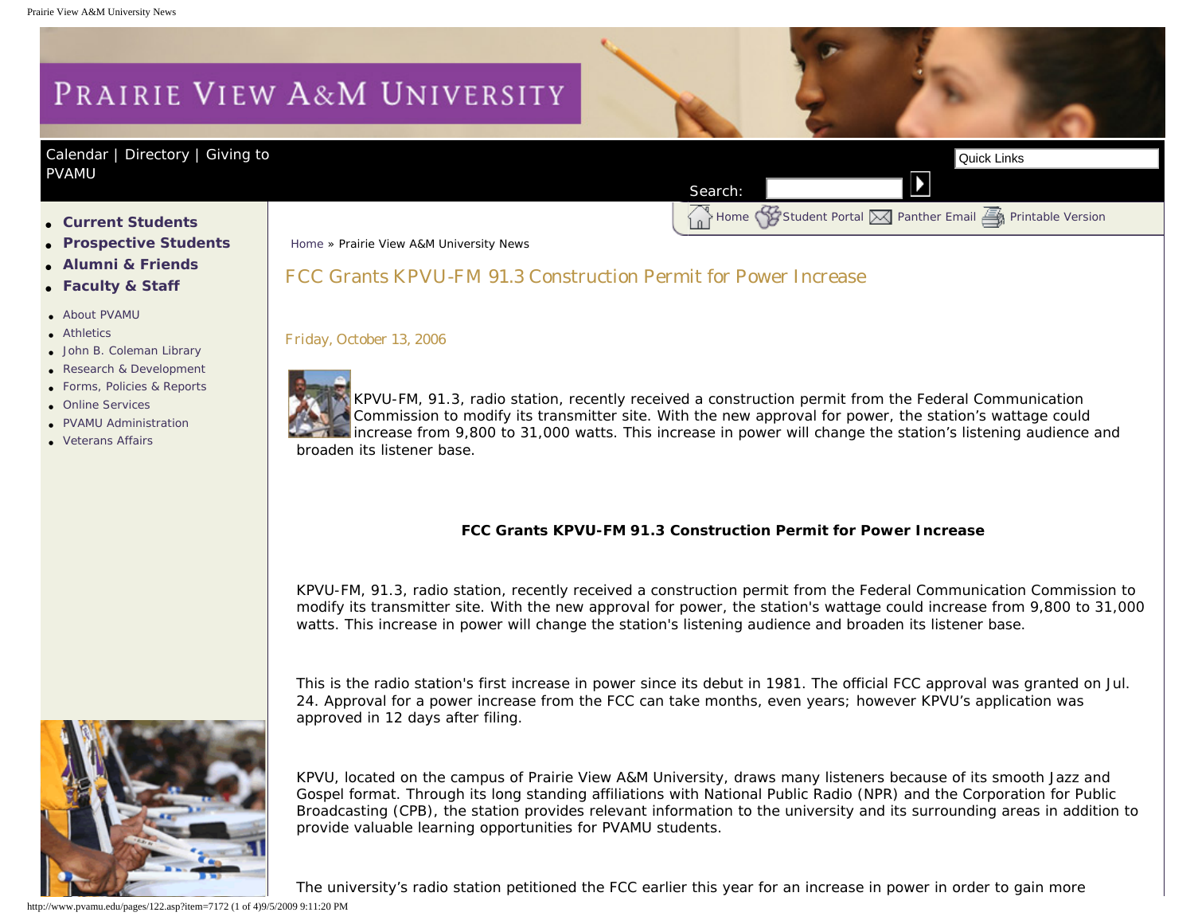Calendar | Directory | Giving to PVAMU

Search:

Quick Links

- **Current Students**
- **Prospective Students**
- **Alumni & Friends**
- **Faculty & Staff**

- About PVAMU
- Athletics
- John B. Coleman Library
- Research & Development
- Forms, Policies & Reports
- Online Services
- PVAMU Administration
- Veterans Affairs

Home | Student Portal | Panther Email | Printable Version

Home » Prairie View A&M University News

# FCC Grants KPVU-FM 91.3 Construction Permit for Power Increase

Friday, October 13, 2006

KPVU-FM, 91.3, radio station, recently received a construction permit from the Federal Communication Commission to modify its transmitter site. With the new approval for power, the station's wattage could increase from 9,800 to 31,000 watts. This increase in power will change the station's listening audience and broaden its listener base.

**FCC Grants KPVU-FM 91.3 Construction Permit for Power Increase**

KPVU-FM, 91.3, radio station, recently received a construction permit from the Federal Communication Commission to modify its transmitter site. With the new approval for power, the station's wattage could increase from 9,800 to 31,000 watts. This increase in power will change the station's listening audience and broaden its listener base.

This is the radio station's first increase in power since its debut in 1981. The official FCC approval was granted on Jul. 24. Approval for a power increase from the FCC can take months, even years; however KPVU's application was approved in 12 days after filing.

KPVU, located on the campus of Prairie View A&M University, draws many listeners because of its smooth Jazz and Gospel format. Through its long standing affiliations with National Public Radio (NPR) and the Corporation for Public Broadcasting (CPB), the station provides relevant information to the university and its surrounding areas in addition to provide valuable learning opportunities for PVAMU students.

The university's radio station petitioned the FCC earlier this year for an increase in power in order to gain more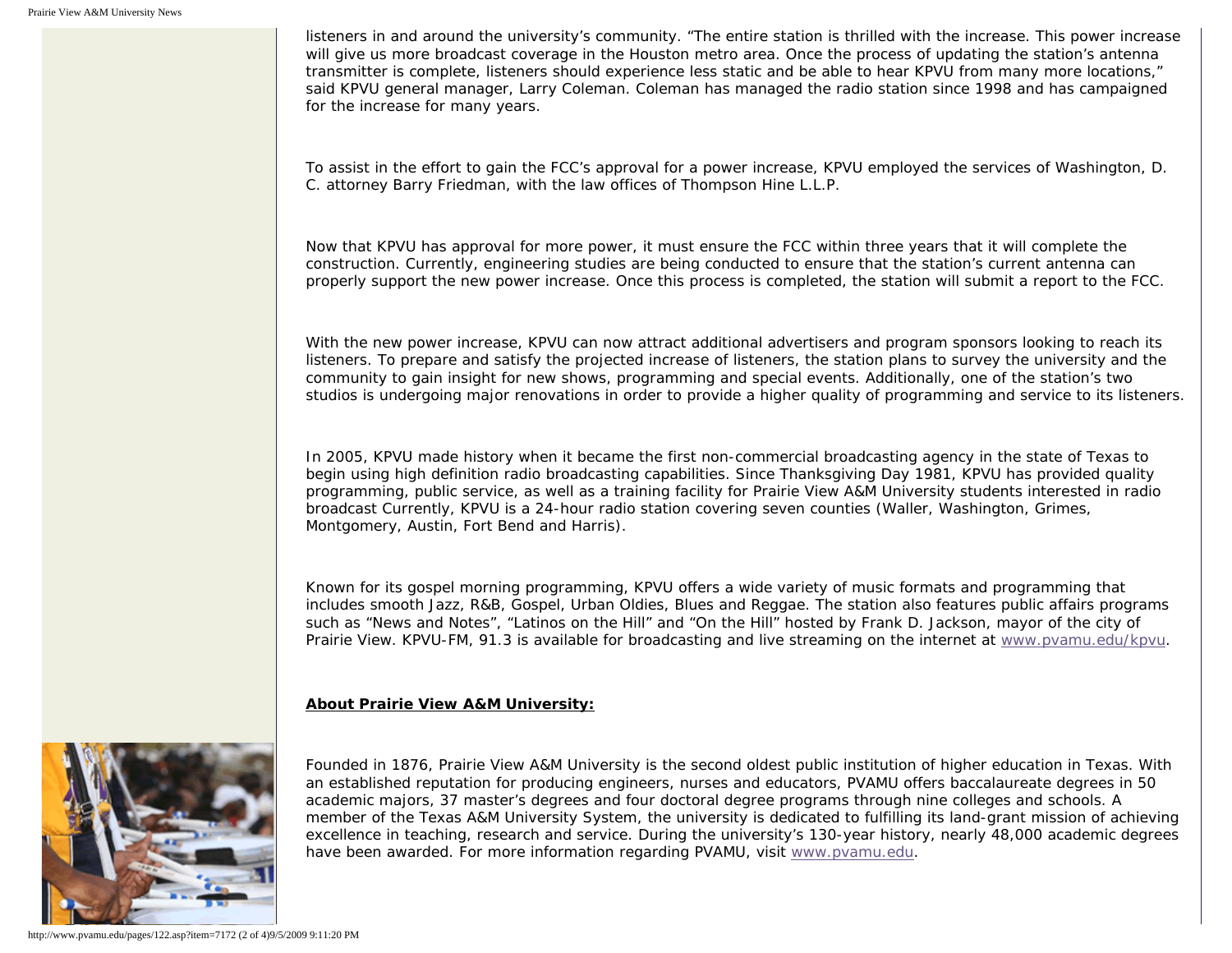listeners in and around the university's community. "The entire station is thrilled with the increase. This power increase will give us more broadcast coverage in the Houston metro area. Once the process of updating the station's antenna transmitter is complete, listeners should experience less static and be able to hear KPVU from many more locations," said KPVU general manager, Larry Coleman. Coleman has managed the radio station since 1998 and has campaigned for the increase for many years.

To assist in the effort to gain the FCC's approval for a power increase, KPVU employed the services of Washington, D. C. attorney Barry Friedman, with the law offices of Thompson Hine L.L.P.

Now that KPVU has approval for more power, it must ensure the FCC within three years that it will complete the construction. Currently, engineering studies are being conducted to ensure that the station's current antenna can properly support the new power increase. Once this process is completed, the station will submit a report to the FCC.

With the new power increase, KPVU can now attract additional advertisers and program sponsors looking to reach its listeners. To prepare and satisfy the projected increase of listeners, the station plans to survey the university and the community to gain insight for new shows, programming and special events. Additionally, one of the station's two studios is undergoing major renovations in order to provide a higher quality of programming and service to its listeners.

In 2005, KPVU made history when it became the first non-commercial broadcasting agency in the state of Texas to begin using high definition radio broadcasting capabilities. Since Thanksgiving Day 1981, KPVU has provided quality programming, public service, as well as a training facility for Prairie View A&M University students interested in radio broadcast Currently, KPVU is a 24-hour radio station covering seven counties (Waller, Washington, Grimes, Montgomery, Austin, Fort Bend and Harris).

Known for its gospel morning programming, KPVU offers a wide variety of music formats and programming that includes smooth Jazz, R&B, Gospel, Urban Oldies, Blues and Reggae. The station also features public affairs programs such as "News and Notes", "Latinos on the Hill" and "On the Hill" hosted by Frank D. Jackson, mayor of the city of Prairie View. KPVU-FM, 91.3 is available for broadcasting and live streaming on the internet at www.pvamu.edu/kpvu.

**About Prairie View A&M University:**

Founded in 1876, Prairie View A&M University is the second oldest public institution of higher education in Texas. With an established reputation for producing engineers, nurses and educators, PVAMU offers baccalaureate degrees in 50 academic majors, 37 master's degrees and four doctoral degree programs through nine colleges and schools. A member of the Texas A&M University System, the university is dedicated to fulfilling its land-grant mission of achieving excellence in teaching, research and service. During the university's 130-year history, nearly 48,000 academic degrees have been awarded. For more information regarding PVAMU, visit www.pvamu.edu.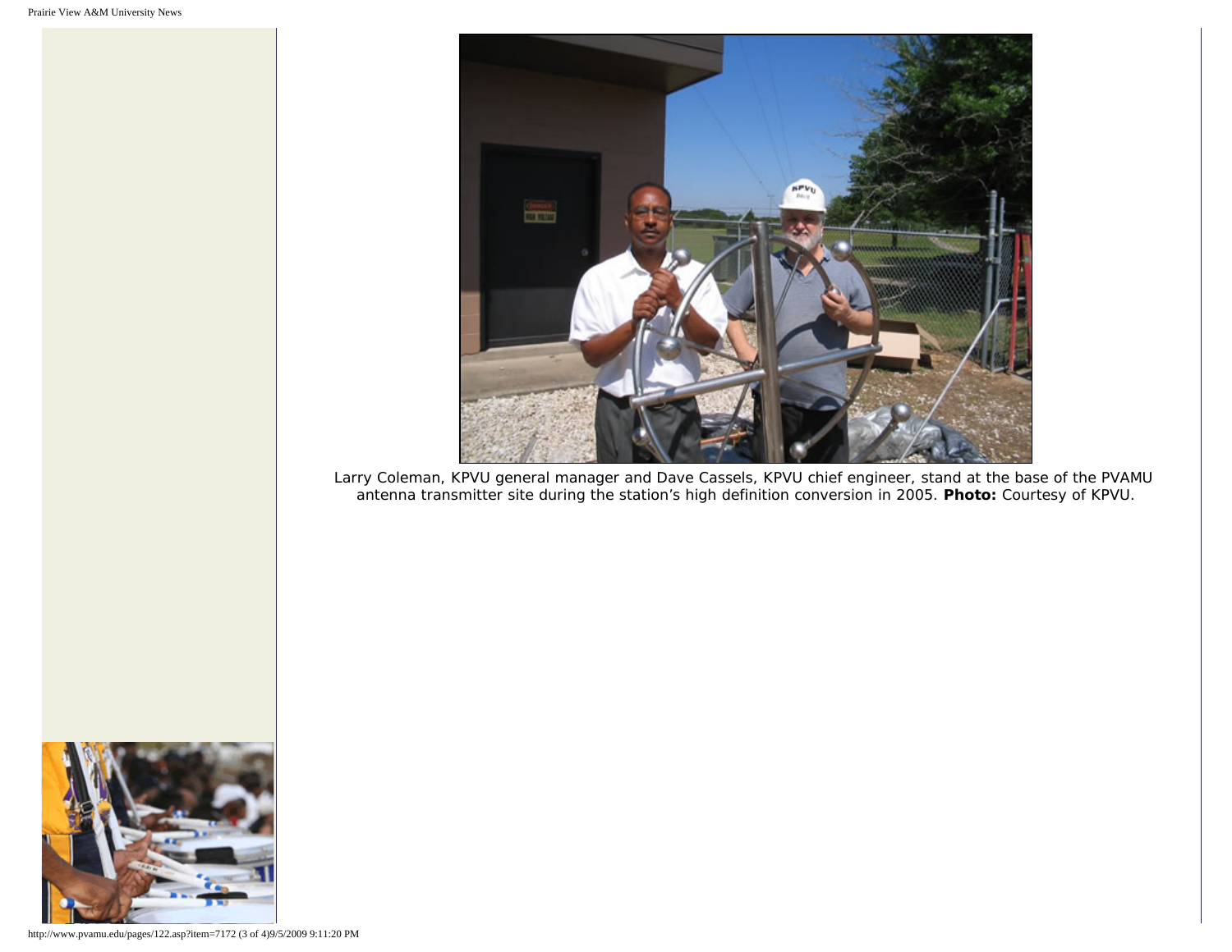Larry Coleman, KPVU general manager and Dave Cassels, KPVU chief engineer, stand at the base of the PVAMU antenna transmitter site during the station's high definition conversion in 2005. **Photo:** Courtesy of KPVU.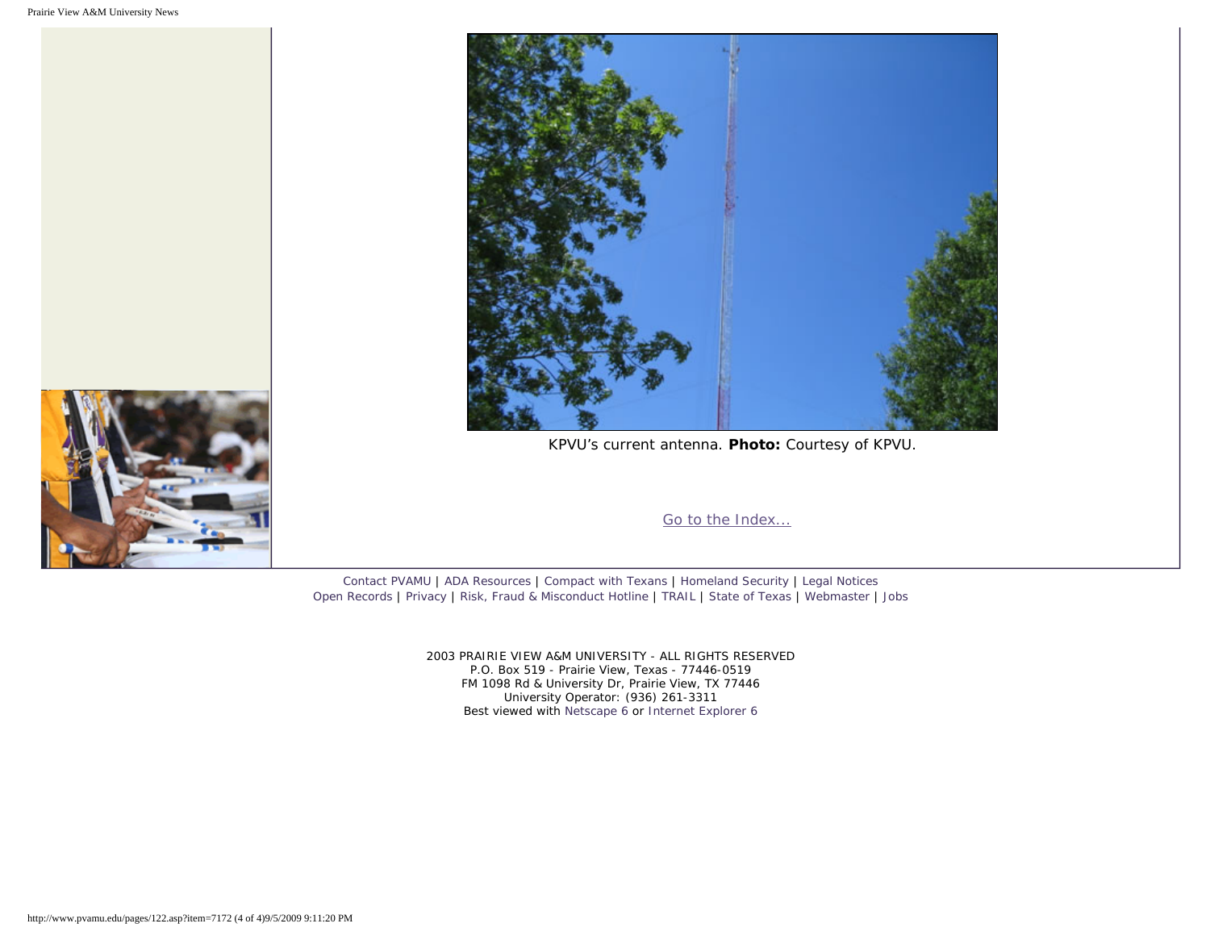KPVU's current antenna. **Photo:** Courtesy of KPVU.

Go to the Index...

Contact PVAMU | ADA Resources | Compact with Texans | Homeland Security | Legal Notices
Open Records | Privacy | Risk, Fraud & Misconduct Hotline | TRAIL | State of Texas | Webmaster | Jobs

2003 PRAIRIE VIEW A&M UNIVERSITY - ALL RIGHTS RESERVED
P.O. Box 519 - Prairie View, Texas - 77446-0519
FM 1098 Rd & University Dr, Prairie View, TX 77446
University Operator: (936) 261-3311
Best viewed with Netscape 6 or Internet Explorer 6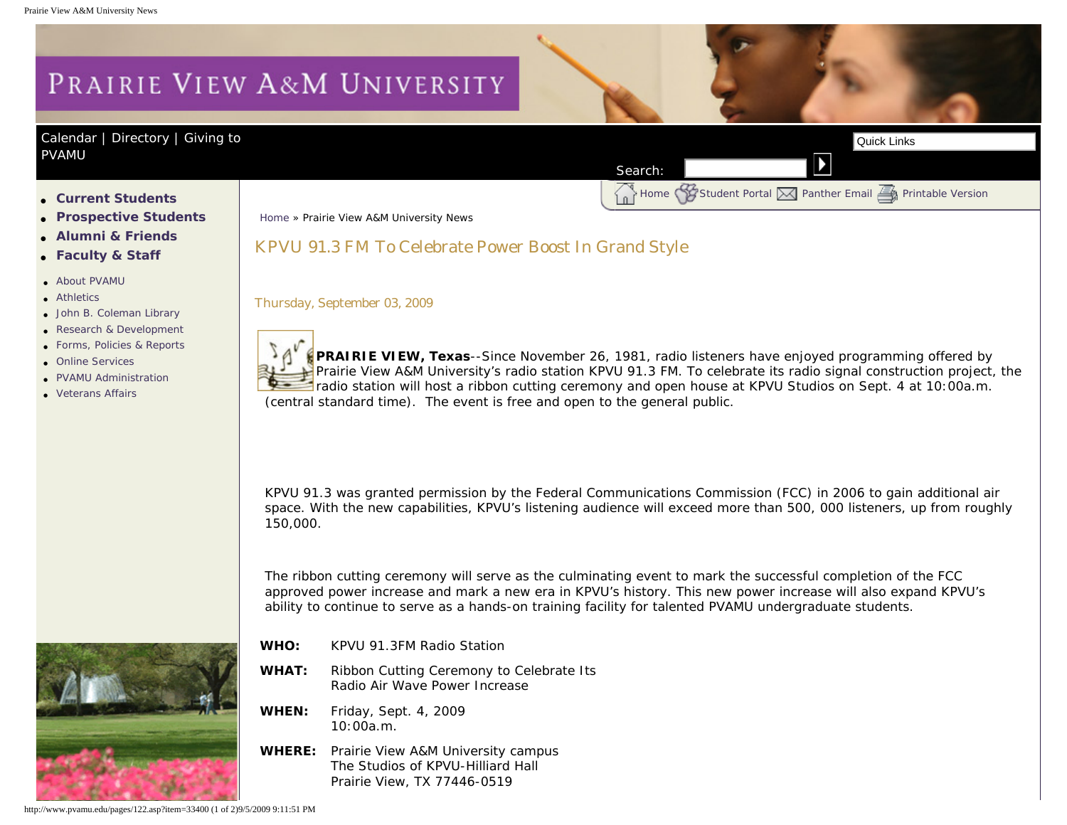# PRAIRIE VIEW A&M UNIVERSITY

Calendar | Directory | Giving to PVAMU

Search:

Quick Links

- **Current Students**
- **Prospective Students**
- **Alumni & Friends**
- **Faculty & Staff**

- About PVAMU
- Athletics
- John B. Coleman Library
- Research & Development
- Forms, Policies & Reports
- Online Services
- PVAMU Administration
- Veterans Affairs

Home | Student Portal | Panther Email | Printable Version

Home » Prairie View A&M University News

## KPVU 91.3 FM To Celebrate Power Boost In Grand Style

Thursday, September 03, 2009

**PRAIRIE VIEW, Texas**--Since November 26, 1981, radio listeners have enjoyed programming offered by Prairie View A&M University's radio station KPVU 91.3 FM. To celebrate its radio signal construction project, the radio station will host a ribbon cutting ceremony and open house at KPVU Studios on Sept. 4 at 10:00a.m. (central standard time). The event is free and open to the general public.

KPVU 91.3 was granted permission by the Federal Communications Commission (FCC) in 2006 to gain additional air space. With the new capabilities, KPVU's listening audience will exceed more than 500, 000 listeners, up from roughly 150,000.

The ribbon cutting ceremony will serve as the culminating event to mark the successful completion of the FCC approved power increase and mark a new era in KPVU's history. This new power increase will also expand KPVU's ability to continue to serve as a hands-on training facility for talented PVAMU undergraduate students.

**WHO:** KPVU 91.3FM Radio Station

**WHAT:** Ribbon Cutting Ceremony to Celebrate Its Radio Air Wave Power Increase

**WHEN:** Friday, Sept. 4, 2009
10:00a.m.

**WHERE:** Prairie View A&M University campus
The Studios of KPVU-Hilliard Hall
Prairie View, TX 77446-0519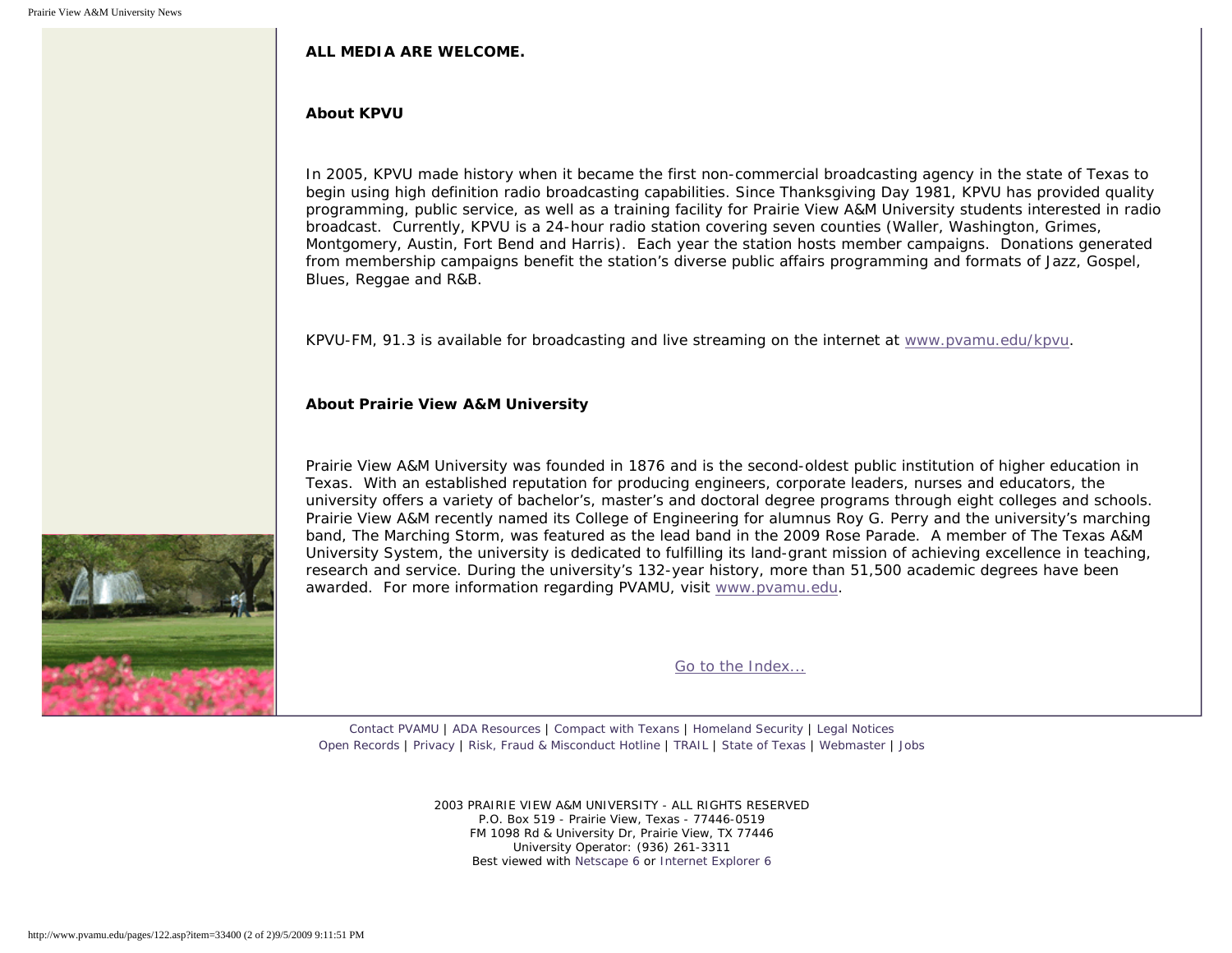**ALL MEDIA ARE WELCOME.**

**About KPVU**

In 2005, KPVU made history when it became the first non-commercial broadcasting agency in the state of Texas to begin using high definition radio broadcasting capabilities. Since Thanksgiving Day 1981, KPVU has provided quality programming, public service, as well as a training facility for Prairie View A&M University students interested in radio broadcast. Currently, KPVU is a 24-hour radio station covering seven counties (Waller, Washington, Grimes, Montgomery, Austin, Fort Bend and Harris). Each year the station hosts member campaigns. Donations generated from membership campaigns benefit the station's diverse public affairs programming and formats of Jazz, Gospel, Blues, Reggae and R&B.

KPVU-FM, 91.3 is available for broadcasting and live streaming on the internet at www.pvamu.edu/kpvu.

**About Prairie View A&M University**

Prairie View A&M University was founded in 1876 and is the second-oldest public institution of higher education in Texas. With an established reputation for producing engineers, corporate leaders, nurses and educators, the university offers a variety of bachelor's, master's and doctoral degree programs through eight colleges and schools. Prairie View A&M recently named its College of Engineering for alumnus Roy G. Perry and the university's marching band, The Marching Storm, was featured as the lead band in the 2009 Rose Parade. A member of The Texas A&M University System, the university is dedicated to fulfilling its land-grant mission of achieving excellence in teaching, research and service. During the university's 132-year history, more than 51,500 academic degrees have been awarded. For more information regarding PVAMU, visit www.pvamu.edu.

Go to the Index...

Contact PVAMU | ADA Resources | Compact with Texans | Homeland Security | Legal Notices
Open Records | Privacy | Risk, Fraud & Misconduct Hotline | TRAIL | State of Texas | Webmaster | Jobs

2003 PRAIRIE VIEW A&M UNIVERSITY - ALL RIGHTS RESERVED
P.O. Box 519 - Prairie View, Texas - 77446-0519
FM 1098 Rd & University Dr, Prairie View, TX 77446
University Operator: (936) 261-3311
Best viewed with Netscape 6 or Internet Explorer 6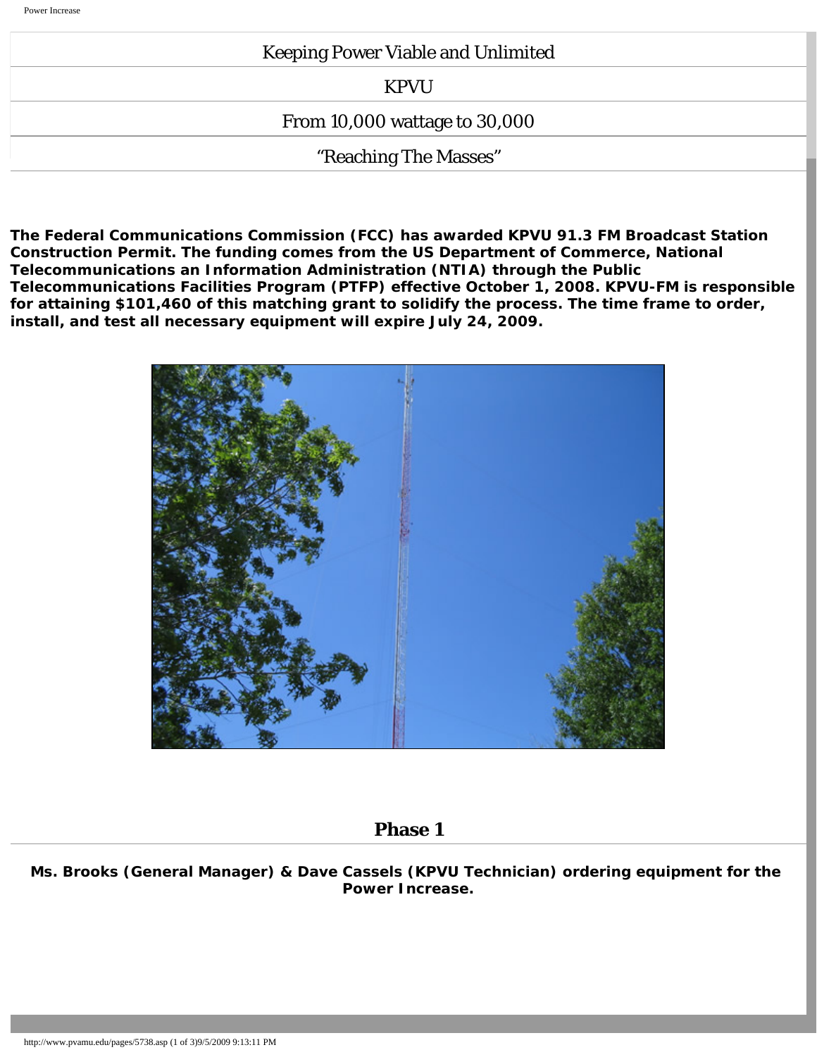Keeping Power Viable and Unlimited

KPVU

From 10,000 wattage to 30,000

"Reaching The Masses"

**The Federal Communications Commission (FCC) has awarded KPVU 91.3 FM Broadcast Station Construction Permit. The funding comes from the US Department of Commerce, National Telecommunications an Information Administration (NTIA) through the Public Telecommunications Facilities Program (PTFP) effective October 1, 2008. KPVU-FM is responsible for attaining $101,460 of this matching grant to solidify the process. The time frame to order, install, and test all necessary equipment will expire July 24, 2009.**

## Phase 1

**Ms. Brooks (General Manager) & Dave Cassels (KPVU Technician) ordering equipment for the Power Increase.**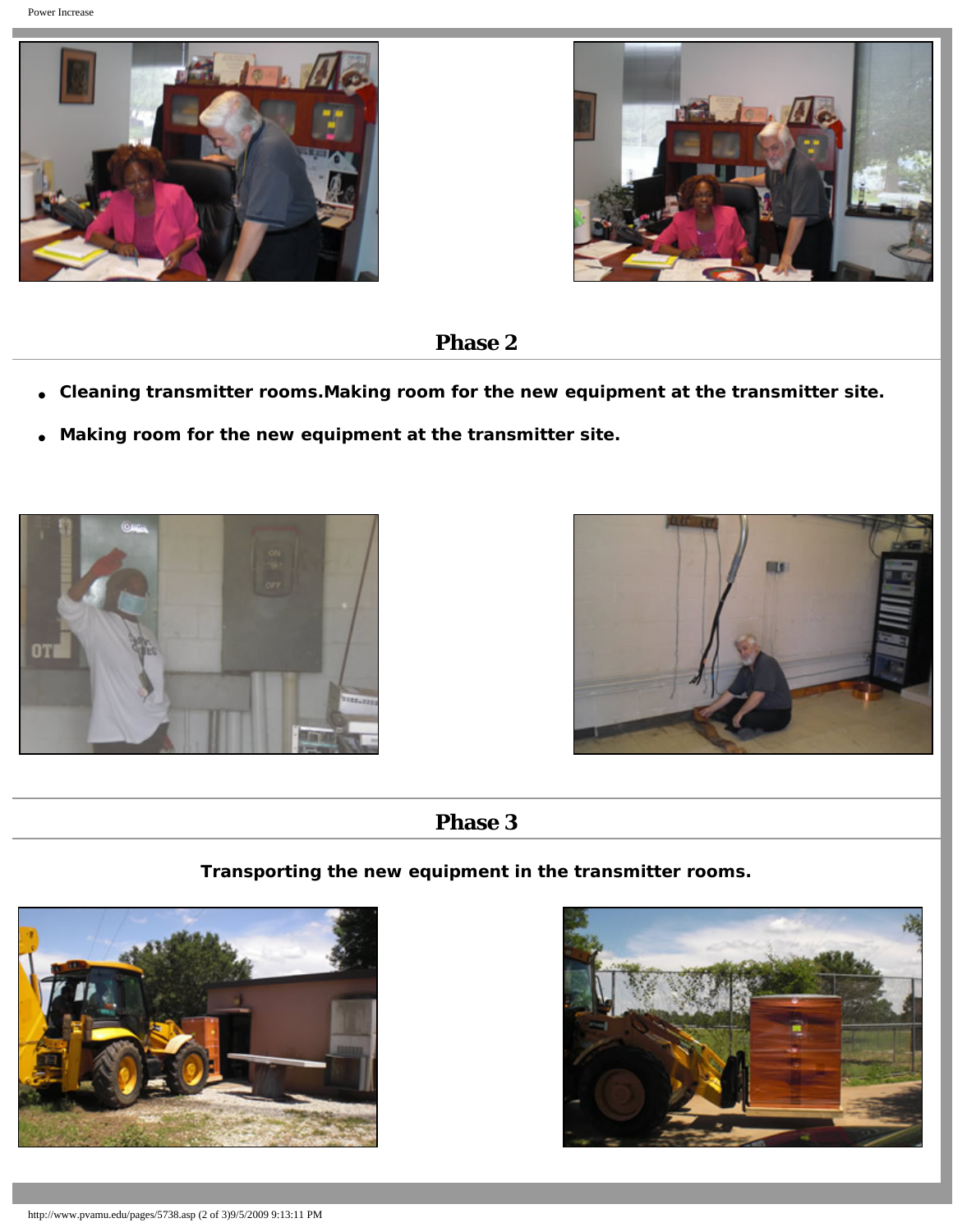## Phase 2

- **Cleaning transmitter rooms.Making room for the new equipment at the transmitter site.**
- **Making room for the new equipment at the transmitter site.**

## Phase 3

**Transporting the new equipment in the transmitter rooms.**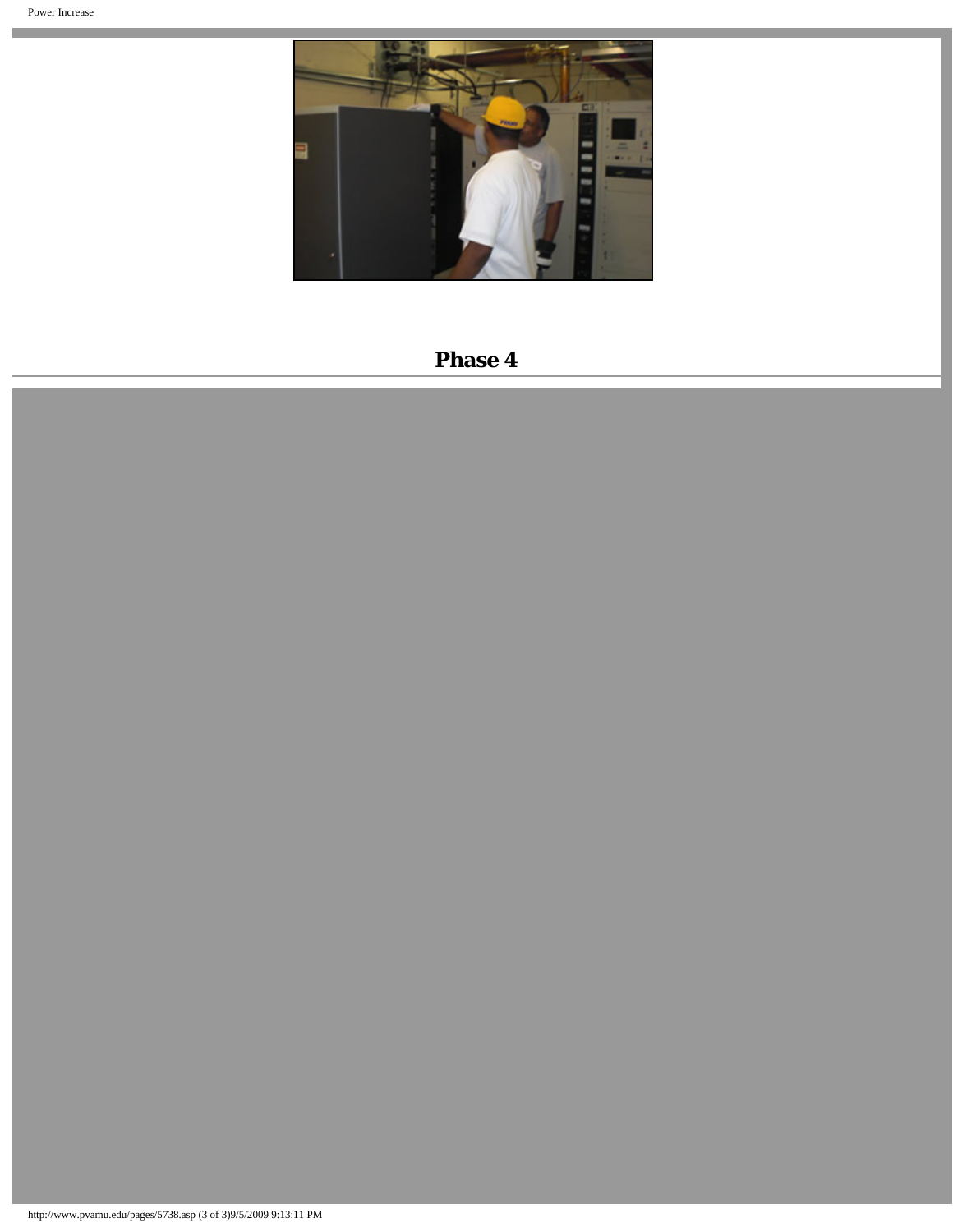**Phase 4**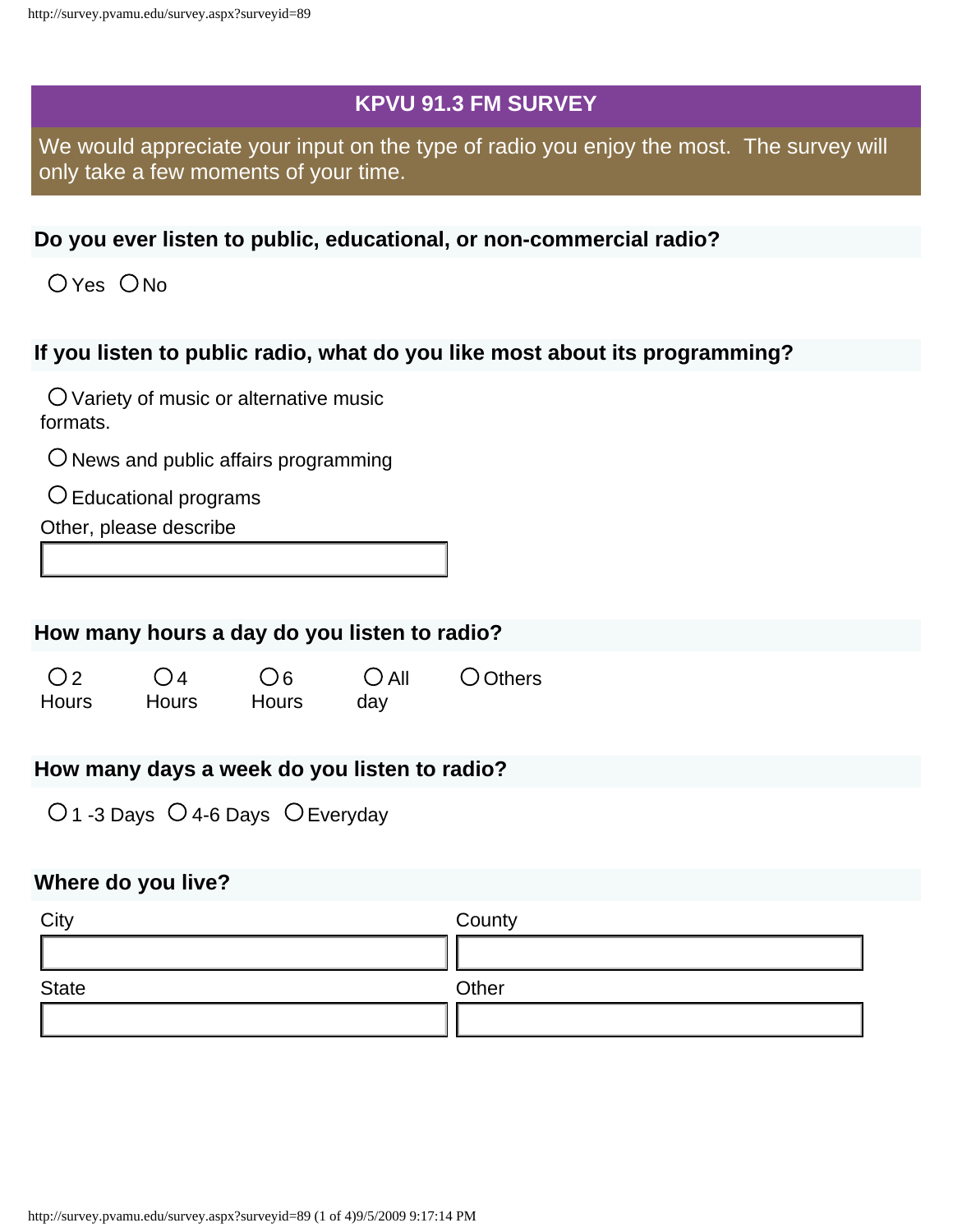## KPVU 91.3 FM SURVEY

We would appreciate your input on the type of radio you enjoy the most. The survey will only take a few moments of your time.

**Do you ever listen to public, educational, or non-commercial radio?**

○ Yes ○ No

**If you listen to public radio, what do you like most about its programming?**

○ Variety of music or alternative music formats.

○ News and public affairs programming

○ Educational programs

Other, please describe

[ ]

**How many hours a day do you listen to radio?**

○ 2 Hours ○ 4 Hours ○ 6 Hours ○ All day ○ Others

**How many days a week do you listen to radio?**

○ 1 -3 Days ○ 4-6 Days ○ Everyday

**Where do you live?**

City [ ]

County [ ]

State [ ]

Other [ ]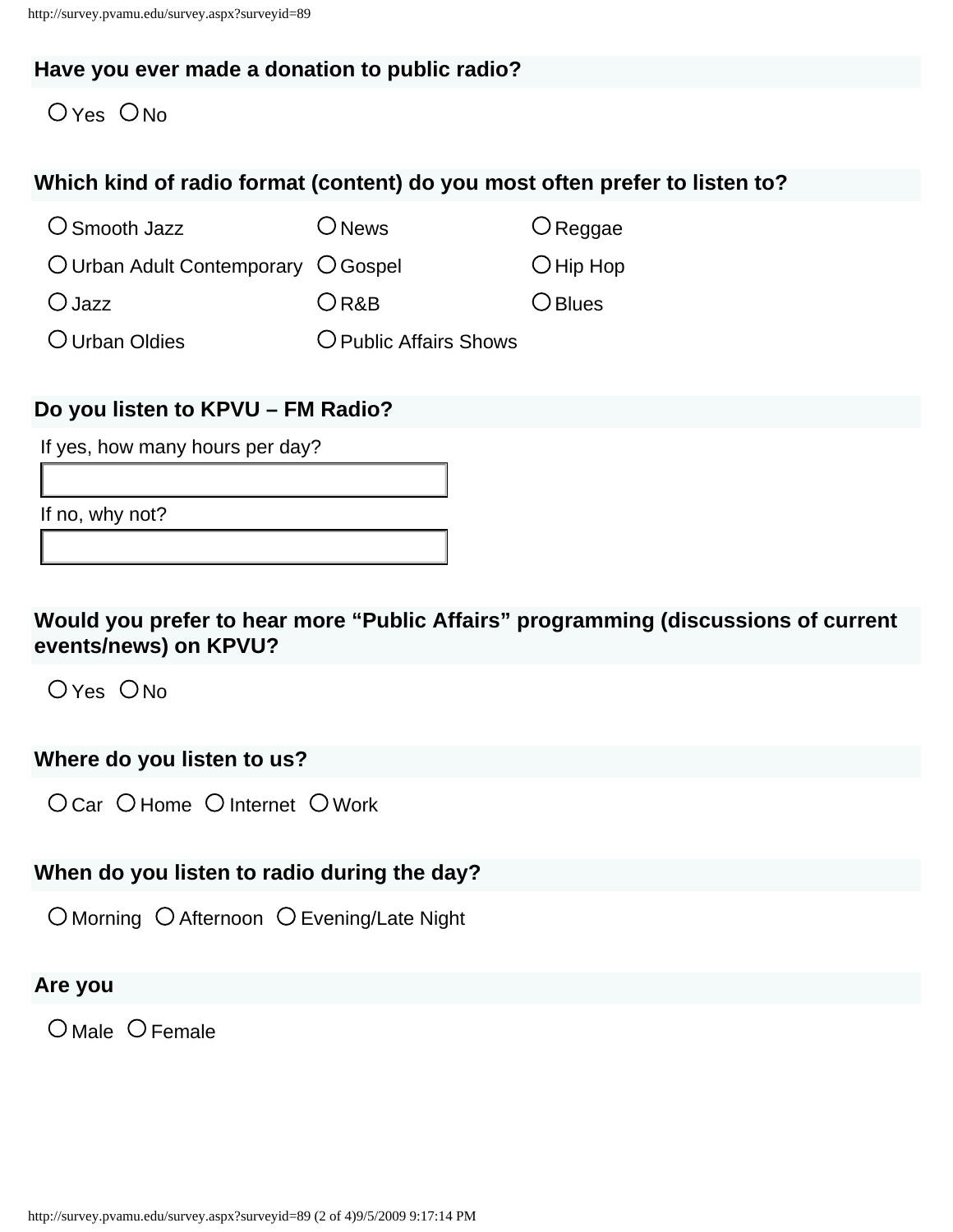**Have you ever made a donation to public radio?**

○ Yes ○ No

**Which kind of radio format (content) do you most often prefer to listen to?**

○ Smooth Jazz ○ News ○ Reggae
○ Urban Adult Contemporary ○ Gospel ○ Hip Hop
○ Jazz ○ R&B ○ Blues
○ Urban Oldies ○ Public Affairs Shows

**Do you listen to KPVU – FM Radio?**

If yes, how many hours per day?

\_\_\_\_\_\_\_\_\_\_\_\_\_\_\_\_\_\_\_\_

If no, why not?

\_\_\_\_\_\_\_\_\_\_\_\_\_\_\_\_\_\_\_\_

**Would you prefer to hear more "Public Affairs" programming (discussions of current events/news) on KPVU?**

○ Yes ○ No

**Where do you listen to us?**

○ Car ○ Home ○ Internet ○ Work

**When do you listen to radio during the day?**

○ Morning ○ Afternoon ○ Evening/Late Night

**Are you**

○ Male ○ Female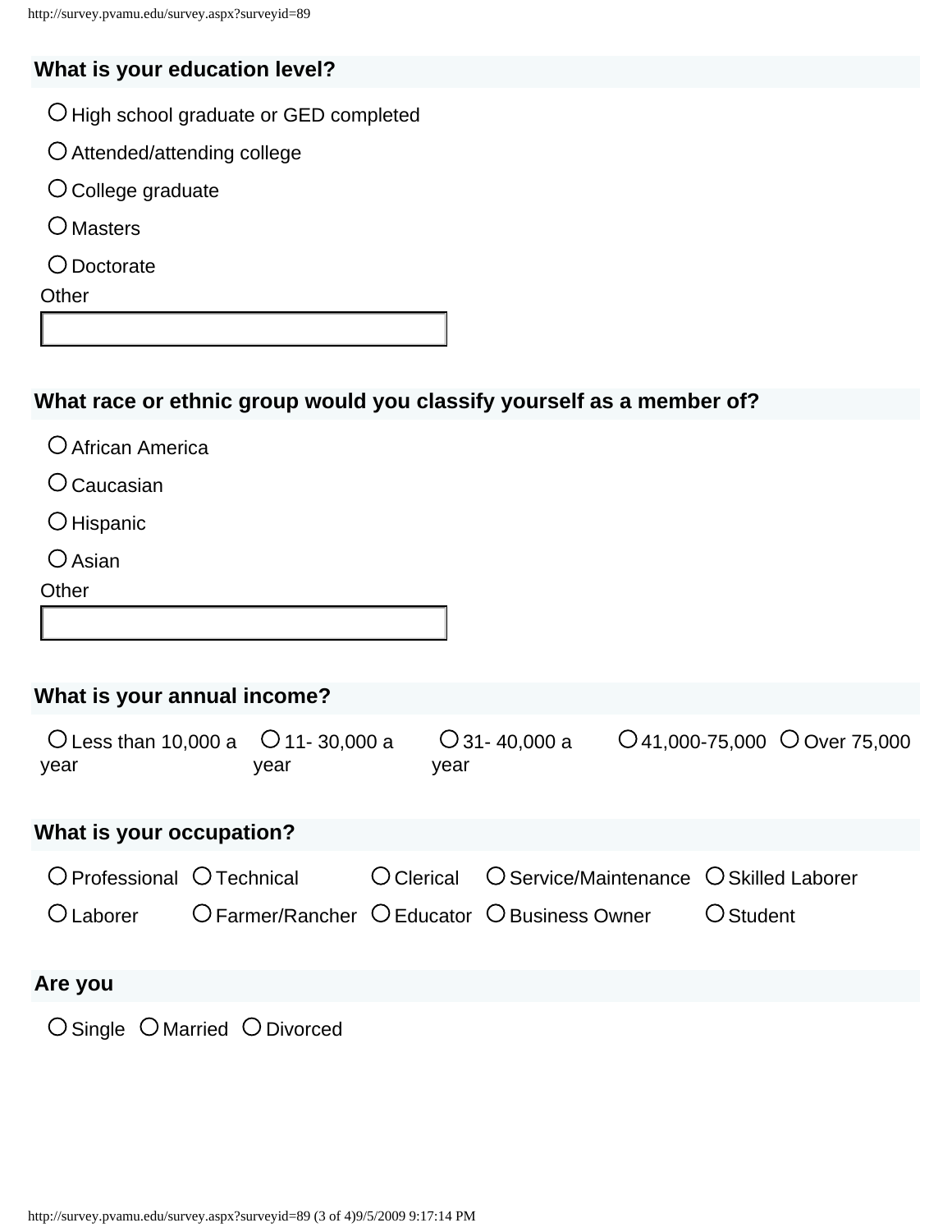**What is your education level?**

- ○ High school graduate or GED completed
- ○ Attended/attending college
- ○ College graduate
- ○ Masters
- ○ Doctorate

Other

[                    ]

**What race or ethnic group would you classify yourself as a member of?**

- ○ African America
- ○ Caucasian
- ○ Hispanic
- ○ Asian

Other

[                    ]

**What is your annual income?**

○ Less than 10,000 a year ○ 11- 30,000 a year ○ 31- 40,000 a year ○ 41,000-75,000 ○ Over 75,000

**What is your occupation?**

○ Professional ○ Technical ○ Clerical ○ Service/Maintenance ○ Skilled Laborer

○ Laborer ○ Farmer/Rancher ○ Educator ○ Business Owner ○ Student

**Are you**

○ Single ○ Married ○ Divorced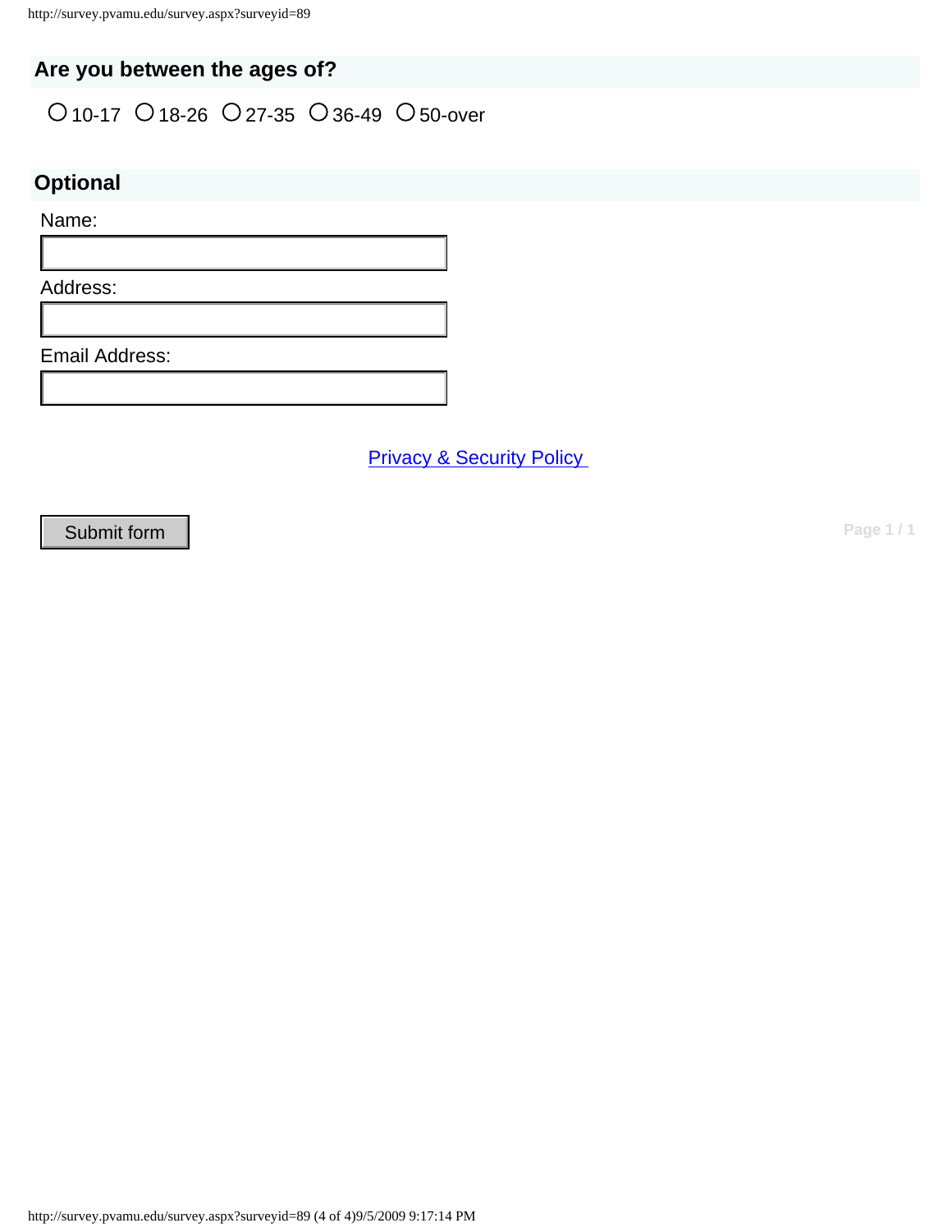## Are you between the ages of?

○ 10-17 ○ 18-26 ○ 27-35 ○ 36-49 ○ 50-over

## Optional

Name:

Address:

Email Address:

Privacy & Security Policy

Submit form